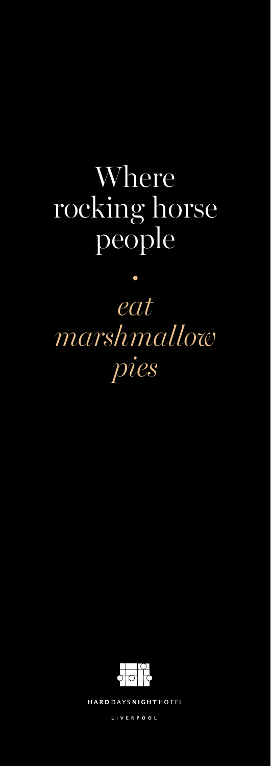# Where rocking horse people

•

*eat marshmallow pies*

HARD DAYS NIGHT HOTEL

LIVERPOOL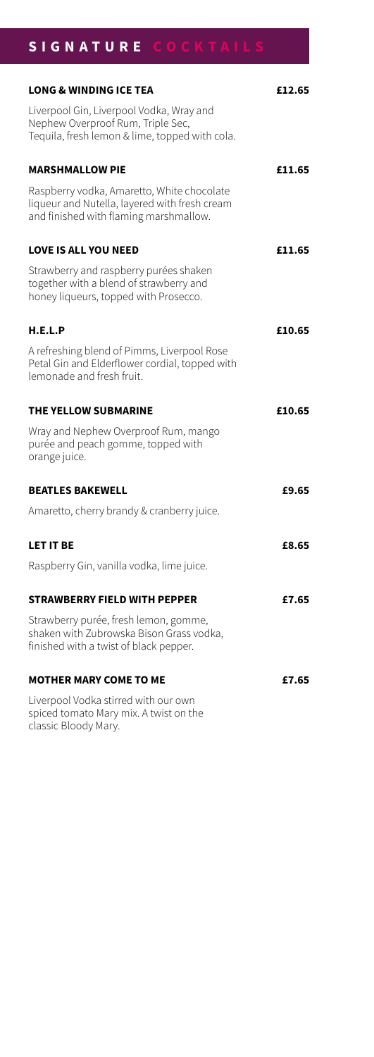# SIGNATURE COCKTAILS

**LONG & WINDING ICE TEA** **£12.65**

Liverpool Gin, Liverpool Vodka, Wray and Nephew Overproof Rum, Triple Sec, Tequila, fresh lemon & lime, topped with cola.

**MARSHMALLOW PIE** **£11.65**

Raspberry vodka, Amaretto, White chocolate liqueur and Nutella, layered with fresh cream and finished with flaming marshmallow.

**LOVE IS ALL YOU NEED** **£11.65**

Strawberry and raspberry purées shaken together with a blend of strawberry and honey liqueurs, topped with Prosecco.

**H.E.L.P** **£10.65**

A refreshing blend of Pimms, Liverpool Rose Petal Gin and Elderflower cordial, topped with lemonade and fresh fruit.

**THE YELLOW SUBMARINE** **£10.65**

Wray and Nephew Overproof Rum, mango purée and peach gomme, topped with orange juice.

**BEATLES BAKEWELL** **£9.65**

Amaretto, cherry brandy & cranberry juice.

**LET IT BE** **£8.65**

Raspberry Gin, vanilla vodka, lime juice.

**STRAWBERRY FIELD WITH PEPPER** **£7.65**

Strawberry purée, fresh lemon, gomme, shaken with Zubrowska Bison Grass vodka, finished with a twist of black pepper.

**MOTHER MARY COME TO ME** **£7.65**

Liverpool Vodka stirred with our own spiced tomato Mary mix. A twist on the classic Bloody Mary.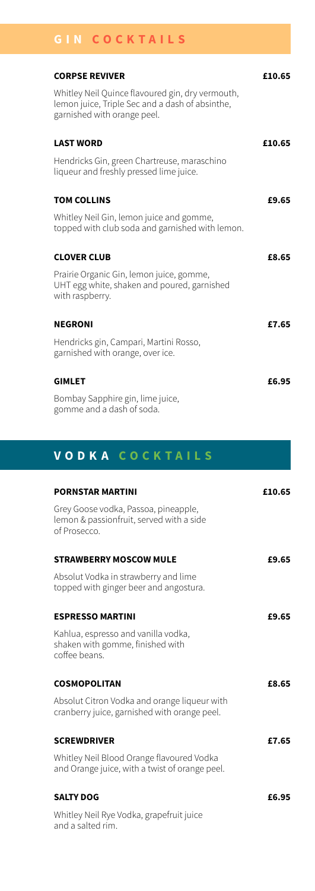## GIN COCKTAILS

**CORPSE REVIVER** **£10.65**

Whitley Neil Quince flavoured gin, dry vermouth, lemon juice, Triple Sec and a dash of absinthe, garnished with orange peel.

**LAST WORD** **£10.65**

Hendricks Gin, green Chartreuse, maraschino liqueur and freshly pressed lime juice.

**TOM COLLINS** **£9.65**

Whitley Neil Gin, lemon juice and gomme, topped with club soda and garnished with lemon.

**CLOVER CLUB** **£8.65**

Prairie Organic Gin, lemon juice, gomme, UHT egg white, shaken and poured, garnished with raspberry.

**NEGRONI** **£7.65**

Hendricks gin, Campari, Martini Rosso, garnished with orange, over ice.

**GIMLET** **£6.95**

Bombay Sapphire gin, lime juice, gomme and a dash of soda.

## VODKA COCKTAILS

**PORNSTAR MARTINI** **£10.65**

Grey Goose vodka, Passoa, pineapple, lemon & passionfruit, served with a side of Prosecco.

**STRAWBERRY MOSCOW MULE** **£9.65**

Absolut Vodka in strawberry and lime topped with ginger beer and angostura.

**ESPRESSO MARTINI** **£9.65**

Kahlua, espresso and vanilla vodka, shaken with gomme, finished with coffee beans.

**COSMOPOLITAN** **£8.65**

Absolut Citron Vodka and orange liqueur with cranberry juice, garnished with orange peel.

**SCREWDRIVER** **£7.65**

Whitley Neil Blood Orange flavoured Vodka and Orange juice, with a twist of orange peel.

**SALTY DOG** **£6.95**

Whitley Neil Rye Vodka, grapefruit juice and a salted rim.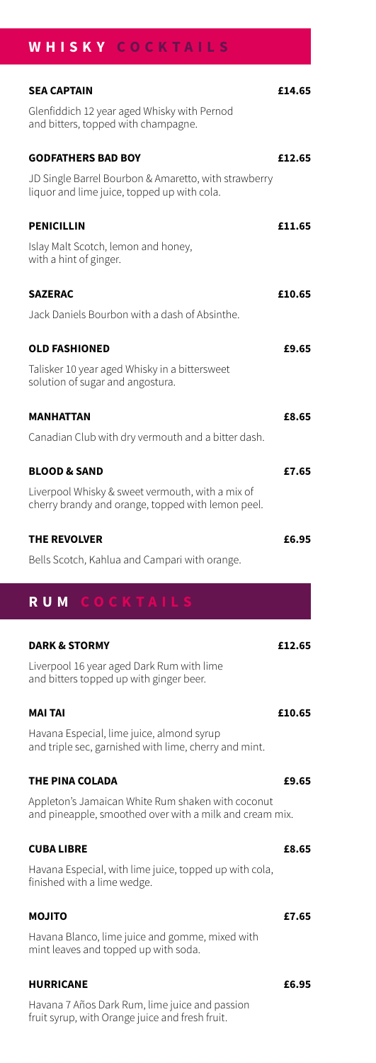## WHISKY COCKTAILS

**SEA CAPTAIN** **£14.65**

Glenfiddich 12 year aged Whisky with Pernod and bitters, topped with champagne.

**GODFATHERS BAD BOY** **£12.65**

JD Single Barrel Bourbon & Amaretto, with strawberry liquor and lime juice, topped up with cola.

**PENICILLIN** **£11.65**

Islay Malt Scotch, lemon and honey, with a hint of ginger.

**SAZERAC** **£10.65**

Jack Daniels Bourbon with a dash of Absinthe.

**OLD FASHIONED** **£9.65**

Talisker 10 year aged Whisky in a bittersweet solution of sugar and angostura.

**MANHATTAN** **£8.65**

Canadian Club with dry vermouth and a bitter dash.

**BLOOD & SAND** **£7.65**

Liverpool Whisky & sweet vermouth, with a mix of cherry brandy and orange, topped with lemon peel.

**THE REVOLVER** **£6.95**

Bells Scotch, Kahlua and Campari with orange.

## RUM COCKTAILS

**DARK & STORMY** **£12.65**

Liverpool 16 year aged Dark Rum with lime and bitters topped up with ginger beer.

**MAI TAI** **£10.65**

Havana Especial, lime juice, almond syrup and triple sec, garnished with lime, cherry and mint.

**THE PINA COLADA** **£9.65**

Appleton's Jamaican White Rum shaken with coconut and pineapple, smoothed over with a milk and cream mix.

**CUBA LIBRE** **£8.65**

Havana Especial, with lime juice, topped up with cola, finished with a lime wedge.

**MOJITO** **£7.65**

Havana Blanco, lime juice and gomme, mixed with mint leaves and topped up with soda.

**HURRICANE** **£6.95**

Havana 7 Años Dark Rum, lime juice and passion fruit syrup, with Orange juice and fresh fruit.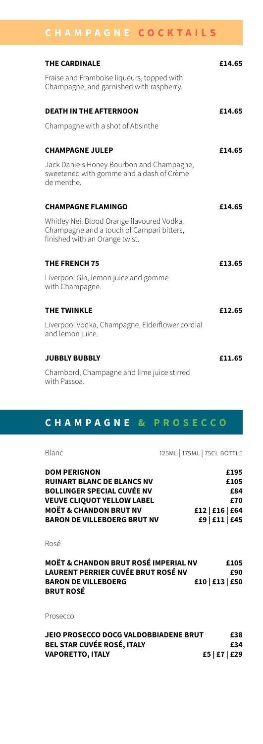## CHAMPAGNE COCKTAILS

**THE CARDINALE** — **£14.65**

Fraise and Framboise liqueurs, topped with Champagne, and garnished with raspberry.

**DEATH IN THE AFTERNOON** — **£14.65**

Champagne with a shot of Absinthe

**CHAMPAGNE JULEP** — **£14.65**

Jack Daniels Honey Bourbon and Champagne, sweetened with gomme and a dash of Crème de menthe.

**CHAMPAGNE FLAMINGO** — **£14.65**

Whitley Neil Blood Orange flavoured Vodka, Champagne and a touch of Campari bitters, finished with an Orange twist.

**THE FRENCH 75** — **£13.65**

Liverpool Gin, lemon juice and gomme with Champagne.

**THE TWINKLE** — **£12.65**

Liverpool Vodka, Champagne, Elderflower cordial and lemon juice.

**JUBBLY BUBBLY** — **£11.65**

Chambord, Champagne and lime juice stirred with Passoa.

## CHAMPAGNE & PROSECCO

| Blanc | 125ML \| 175ML \| 75CL BOTTLE |
|---|---|
| **DOM PERIGNON** | **£195** |
| **RUINART BLANC DE BLANCS NV** | **£105** |
| **BOLLINGER SPECIAL CUVÉE NV** | **£84** |
| **VEUVE CLIQUOT YELLOW LABEL** | **£70** |
| **MOËT & CHANDON BRUT NV** | **£12 \| £16 \| £64** |
| **BARON DE VILLEBOERG BRUT NV** | **£9 \| £11 \| £45** |

Rosé

| | |
|---|---|
| **MOËT & CHANDON BRUT ROSÉ IMPERIAL NV** | **£105** |
| **LAURENT PERRIER CUVÉE BRUT ROSÉ NV** | **£90** |
| **BARON DE VILLEBOERG BRUT ROSÉ** | **£10 \| £13 \| £50** |

Prosecco

| | |
|---|---|
| **JEIO PROSECCO DOCG VALDOBBIADENE BRUT** | **£38** |
| **BEL STAR CUVÉE ROSÉ, ITALY** | **£34** |
| **VAPORETTO, ITALY** | **£5 \| £7 \| £29** |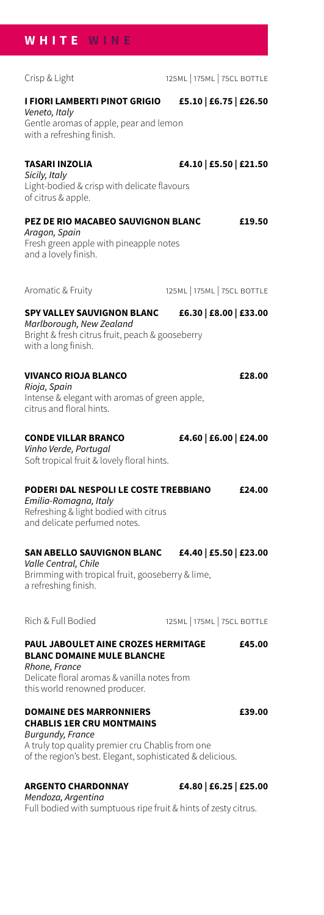## WHITE WINE

### Crisp & Light

125ML | 175ML | 75CL BOTTLE

**I FIORI LAMBERTI PINOT GRIGIO** — **£5.10 | £6.75 | £26.50**
*Veneto, Italy*
Gentle aromas of apple, pear and lemon with a refreshing finish.

**TASARI INZOLIA** — **£4.10 | £5.50 | £21.50**
*Sicily, Italy*
Light-bodied & crisp with delicate flavours of citrus & apple.

**PEZ DE RIO MACABEO SAUVIGNON BLANC** — **£19.50**
*Aragon, Spain*
Fresh green apple with pineapple notes and a lovely finish.

### Aromatic & Fruity

125ML | 175ML | 75CL BOTTLE

**SPY VALLEY SAUVIGNON BLANC** — **£6.30 | £8.00 | £33.00**
*Marlborough, New Zealand*
Bright & fresh citrus fruit, peach & gooseberry with a long finish.

**VIVANCO RIOJA BLANCO** — **£28.00**
*Rioja, Spain*
Intense & elegant with aromas of green apple, citrus and floral hints.

**CONDE VILLAR BRANCO** — **£4.60 | £6.00 | £24.00**
*Vinho Verde, Portugal*
Soft tropical fruit & lovely floral hints.

**PODERI DAL NESPOLI LE COSTE TREBBIANO** — **£24.00**
*Emilia-Romagna, Italy*
Refreshing & light bodied with citrus and delicate perfumed notes.

**SAN ABELLO SAUVIGNON BLANC** — **£4.40 | £5.50 | £23.00**
*Valle Central, Chile*
Brimming with tropical fruit, gooseberry & lime, a refreshing finish.

### Rich & Full Bodied

125ML | 175ML | 75CL BOTTLE

**PAUL JABOULET AINE CROZES HERMITAGE BLANC DOMAINE MULE BLANCHE** — **£45.00**
*Rhone, France*
Delicate floral aromas & vanilla notes from this world renowned producer.

**DOMAINE DES MARRONNIERS CHABLIS 1ER CRU MONTMAINS** — **£39.00**
*Burgundy, France*
A truly top quality premier cru Chablis from one of the region's best. Elegant, sophisticated & delicious.

**ARGENTO CHARDONNAY** — **£4.80 | £6.25 | £25.00**
*Mendoza, Argentina*
Full bodied with sumptuous ripe fruit & hints of zesty citrus.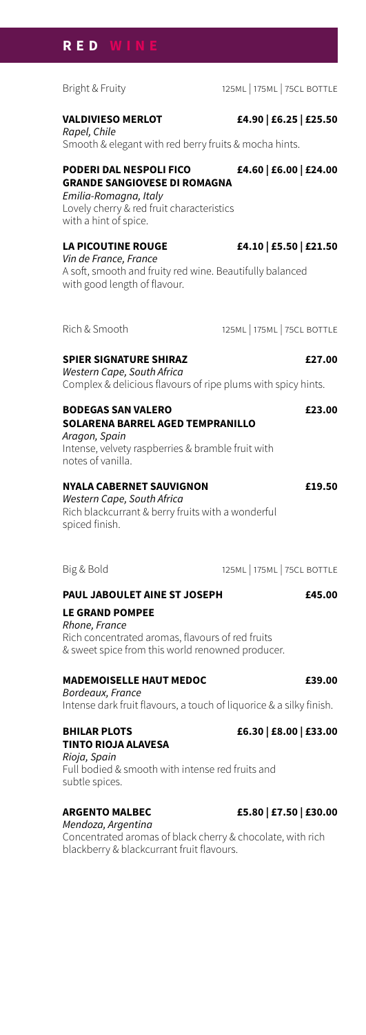# RED WINE

## Bright & Fruity

125ML | 175ML | 75CL BOTTLE

**VALDIVIESO MERLOT** **£4.90 | £6.25 | £25.50**
*Rapel, Chile*
Smooth & elegant with red berry fruits & mocha hints.

**PODERI DAL NESPOLI FICO GRANDE SANGIOVESE DI ROMAGNA** **£4.60 | £6.00 | £24.00**
*Emilia-Romagna, Italy*
Lovely cherry & red fruit characteristics with a hint of spice.

**LA PICOUTINE ROUGE** **£4.10 | £5.50 | £21.50**
*Vin de France, France*
A soft, smooth and fruity red wine. Beautifully balanced with good length of flavour.

## Rich & Smooth

125ML | 175ML | 75CL BOTTLE

**SPIER SIGNATURE SHIRAZ** **£27.00**
*Western Cape, South Africa*
Complex & delicious flavours of ripe plums with spicy hints.

**BODEGAS SAN VALERO SOLARENA BARREL AGED TEMPRANILLO** **£23.00**
*Aragon, Spain*
Intense, velvety raspberries & bramble fruit with notes of vanilla.

**NYALA CABERNET SAUVIGNON** **£19.50**
*Western Cape, South Africa*
Rich blackcurrant & berry fruits with a wonderful spiced finish.

## Big & Bold

125ML | 175ML | 75CL BOTTLE

**PAUL JABOULET AINE ST JOSEPH LE GRAND POMPEE** **£45.00**
*Rhone, France*
Rich concentrated aromas, flavours of red fruits & sweet spice from this world renowned producer.

**MADEMOISELLE HAUT MEDOC** **£39.00**
*Bordeaux, France*
Intense dark fruit flavours, a touch of liquorice & a silky finish.

**BHILAR PLOTS TINTO RIOJA ALAVESA** **£6.30 | £8.00 | £33.00**
*Rioja, Spain*
Full bodied & smooth with intense red fruits and subtle spices.

**ARGENTO MALBEC** **£5.80 | £7.50 | £30.00**
*Mendoza, Argentina*
Concentrated aromas of black cherry & chocolate, with rich blackberry & blackcurrant fruit flavours.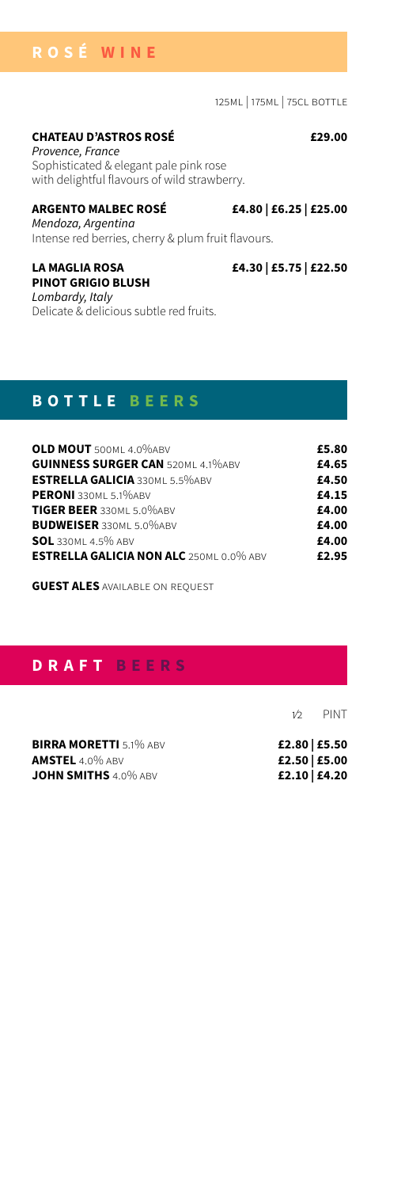## ROSÉ WINE

125ML | 175ML | 75CL BOTTLE

**CHATEAU D'ASTROS ROSÉ** **£29.00**
*Provence, France*
Sophisticated & elegant pale pink rose with delightful flavours of wild strawberry.

**ARGENTO MALBEC ROSÉ** **£4.80 | £6.25 | £25.00**
*Mendoza, Argentina*
Intense red berries, cherry & plum fruit flavours.

**LA MAGLIA ROSA PINOT GRIGIO BLUSH** **£4.30 | £5.75 | £22.50**
*Lombardy, Italy*
Delicate & delicious subtle red fruits.

## BOTTLE BEERS

| | |
|---|---|
| **OLD MOUT** 500ML 4.0%ABV | **£5.80** |
| **GUINNESS SURGER CAN** 520ML 4.1%ABV | **£4.65** |
| **ESTRELLA GALICIA** 330ML 5.5%ABV | **£4.50** |
| **PERONI** 330ML 5.1%ABV | **£4.15** |
| **TIGER BEER** 330ML 5.0%ABV | **£4.00** |
| **BUDWEISER** 330ML 5.0%ABV | **£4.00** |
| **SOL** 330ML 4.5% ABV | **£4.00** |
| **ESTRELLA GALICIA NON ALC** 250ML 0.0% ABV | **£2.95** |

**GUEST ALES** AVAILABLE ON REQUEST

## DRAFT BEERS

| | ½ | PINT |
|---|---|---|
| **BIRRA MORETTI** 5.1% ABV | **£2.80** | **£5.50** |
| **AMSTEL** 4.0% ABV | **£2.50** | **£5.00** |
| **JOHN SMITHS** 4.0% ABV | **£2.10** | **£4.20** |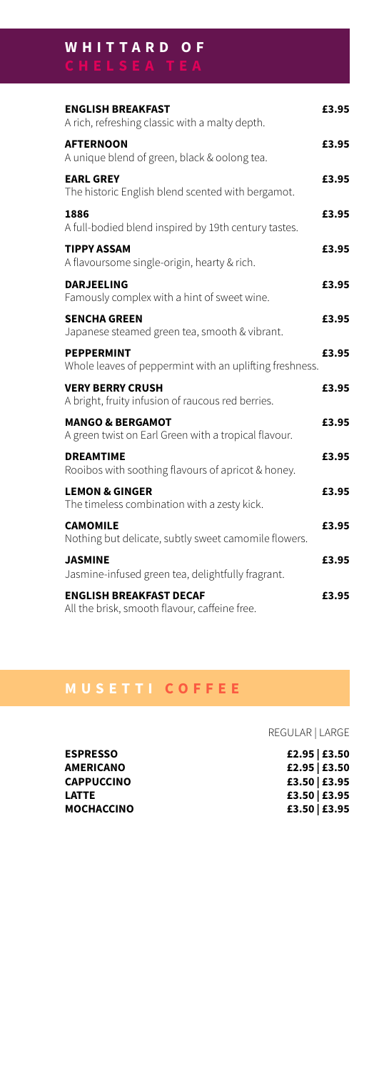## WHITTARD OF CHELSEA TEA

**ENGLISH BREAKFAST** — **£3.95**
A rich, refreshing classic with a malty depth.

**AFTERNOON** — **£3.95**
A unique blend of green, black & oolong tea.

**EARL GREY** — **£3.95**
The historic English blend scented with bergamot.

**1886** — **£3.95**
A full-bodied blend inspired by 19th century tastes.

**TIPPY ASSAM** — **£3.95**
A flavoursome single-origin, hearty & rich.

**DARJEELING** — **£3.95**
Famously complex with a hint of sweet wine.

**SENCHA GREEN** — **£3.95**
Japanese steamed green tea, smooth & vibrant.

**PEPPERMINT** — **£3.95**
Whole leaves of peppermint with an uplifting freshness.

**VERY BERRY CRUSH** — **£3.95**
A bright, fruity infusion of raucous red berries.

**MANGO & BERGAMOT** — **£3.95**
A green twist on Earl Green with a tropical flavour.

**DREAMTIME** — **£3.95**
Rooibos with soothing flavours of apricot & honey.

**LEMON & GINGER** — **£3.95**
The timeless combination with a zesty kick.

**CAMOMILE** — **£3.95**
Nothing but delicate, subtly sweet camomile flowers.

**JASMINE** — **£3.95**
Jasmine-infused green tea, delightfully fragrant.

**ENGLISH BREAKFAST DECAF** — **£3.95**
All the brisk, smooth flavour, caffeine free.

## MUSETTI COFFEE

| | REGULAR | LARGE |
|---|---|---|
| **ESPRESSO** | **£2.95** | **£3.50** |
| **AMERICANO** | **£2.95** | **£3.50** |
| **CAPPUCCINO** | **£3.50** | **£3.95** |
| **LATTE** | **£3.50** | **£3.95** |
| **MOCHACCINO** | **£3.50** | **£3.95** |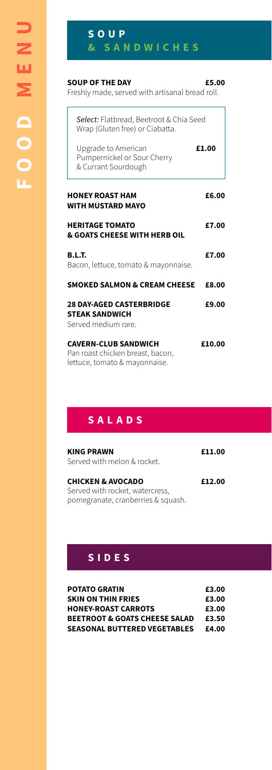# FOOD MENU

## SOUP & SANDWICHES

**SOUP OF THE DAY** — **£5.00**
Freshly made, served with artisanal bread roll.

*Select:* Flatbread, Beetroot & Chia Seed Wrap (Gluten free) or Ciabatta.

Upgrade to American Pumpernickel or Sour Cherry & Currant Sourdough — **£1.00**

**HONEY ROAST HAM WITH MUSTARD MAYO** — **£6.00**

**HERITAGE TOMATO & GOATS CHEESE WITH HERB OIL** — **£7.00**

**B.L.T.** — **£7.00**
Bacon, lettuce, tomato & mayonnaise.

**SMOKED SALMON & CREAM CHEESE** — **£8.00**

**28 DAY-AGED CASTERBRIDGE STEAK SANDWICH** — **£9.00**
Served medium rare.

**CAVERN-CLUB SANDWICH** — **£10.00**
Pan roast chicken breast, bacon, lettuce, tomato & mayonnaise.

## SALADS

**KING PRAWN** — **£11.00**
Served with melon & rocket.

**CHICKEN & AVOCADO** — **£12.00**
Served with rocket, watercress, pomegranate, cranberries & squash.

## SIDES

| Item | Price |
|---|---|
| **POTATO GRATIN** | **£3.00** |
| **SKIN ON THIN FRIES** | **£3.00** |
| **HONEY-ROAST CARROTS** | **£3.00** |
| **BEETROOT & GOATS CHEESE SALAD** | **£3.50** |
| **SEASONAL BUTTERED VEGETABLES** | **£4.00** |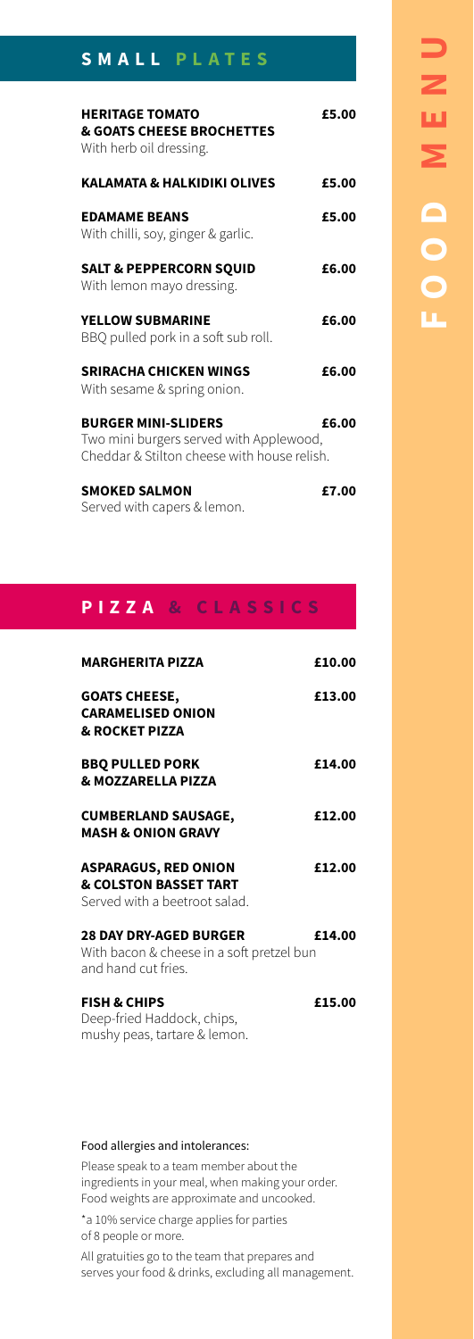# FOOD MENU

## SMALL PLATES

**HERITAGE TOMATO & GOATS CHEESE BROCHETTES** — £5.00
With herb oil dressing.

**KALAMATA & HALKIDIKI OLIVES** — £5.00

**EDAMAME BEANS** — £5.00
With chilli, soy, ginger & garlic.

**SALT & PEPPERCORN SQUID** — £6.00
With lemon mayo dressing.

**YELLOW SUBMARINE** — £6.00
BBQ pulled pork in a soft sub roll.

**SRIRACHA CHICKEN WINGS** — £6.00
With sesame & spring onion.

**BURGER MINI-SLIDERS** — £6.00
Two mini burgers served with Applewood, Cheddar & Stilton cheese with house relish.

**SMOKED SALMON** — £7.00
Served with capers & lemon.

## PIZZA & CLASSICS

**MARGHERITA PIZZA** — £10.00

**GOATS CHEESE, CARAMELISED ONION & ROCKET PIZZA** — £13.00

**BBQ PULLED PORK & MOZZARELLA PIZZA** — £14.00

**CUMBERLAND SAUSAGE, MASH & ONION GRAVY** — £12.00

**ASPARAGUS, RED ONION & COLSTON BASSET TART** — £12.00
Served with a beetroot salad.

**28 DAY DRY-AGED BURGER** — £14.00
With bacon & cheese in a soft pretzel bun and hand cut fries.

**FISH & CHIPS** — £15.00
Deep-fried Haddock, chips, mushy peas, tartare & lemon.

Food allergies and intolerances:

Please speak to a team member about the ingredients in your meal, when making your order. Food weights are approximate and uncooked.

*a 10% service charge applies for parties of 8 people or more.

All gratuities go to the team that prepares and serves your food & drinks, excluding all management.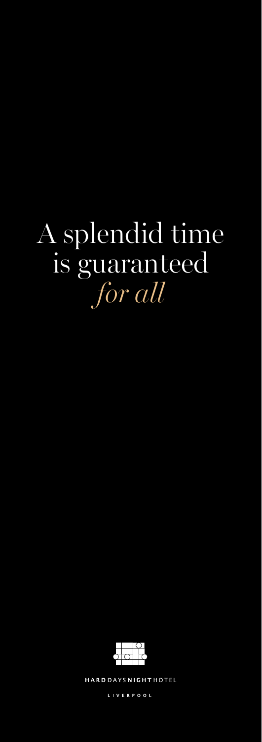A splendid time is guaranteed *for all*

**HARD** DAYS **NIGHT** HOTEL

LIVERPOOL